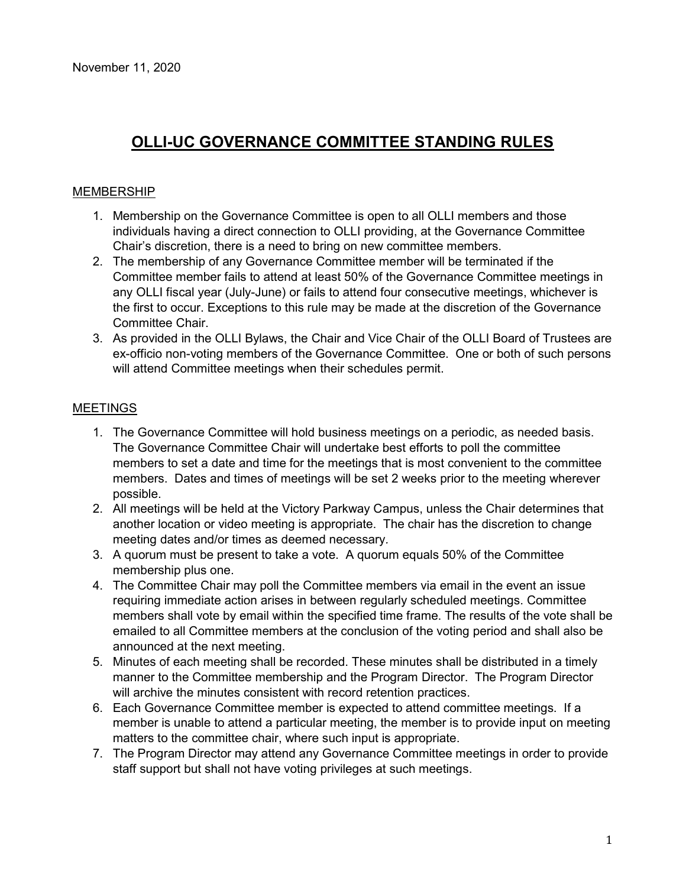November 11, 2020

# OLLI-UC GOVERNANCE COMMITTEE STANDING RULES

## MEMBERSHIP

1. Membership on the Governance Committee is open to all OLLI members and those individuals having a direct connection to OLLI providing, at the Governance Committee Chair's discretion, there is a need to bring on new committee members.
2. The membership of any Governance Committee member will be terminated if the Committee member fails to attend at least 50% of the Governance Committee meetings in any OLLI fiscal year (July-June) or fails to attend four consecutive meetings, whichever is the first to occur. Exceptions to this rule may be made at the discretion of the Governance Committee Chair.
3. As provided in the OLLI Bylaws, the Chair and Vice Chair of the OLLI Board of Trustees are ex-officio non-voting members of the Governance Committee. One or both of such persons will attend Committee meetings when their schedules permit.

## MEETINGS

1. The Governance Committee will hold business meetings on a periodic, as needed basis. The Governance Committee Chair will undertake best efforts to poll the committee members to set a date and time for the meetings that is most convenient to the committee members. Dates and times of meetings will be set 2 weeks prior to the meeting wherever possible.
2. All meetings will be held at the Victory Parkway Campus, unless the Chair determines that another location or video meeting is appropriate. The chair has the discretion to change meeting dates and/or times as deemed necessary.
3. A quorum must be present to take a vote. A quorum equals 50% of the Committee membership plus one.
4. The Committee Chair may poll the Committee members via email in the event an issue requiring immediate action arises in between regularly scheduled meetings. Committee members shall vote by email within the specified time frame. The results of the vote shall be emailed to all Committee members at the conclusion of the voting period and shall also be announced at the next meeting.
5. Minutes of each meeting shall be recorded. These minutes shall be distributed in a timely manner to the Committee membership and the Program Director. The Program Director will archive the minutes consistent with record retention practices.
6. Each Governance Committee member is expected to attend committee meetings. If a member is unable to attend a particular meeting, the member is to provide input on meeting matters to the committee chair, where such input is appropriate.
7. The Program Director may attend any Governance Committee meetings in order to provide staff support but shall not have voting privileges at such meetings.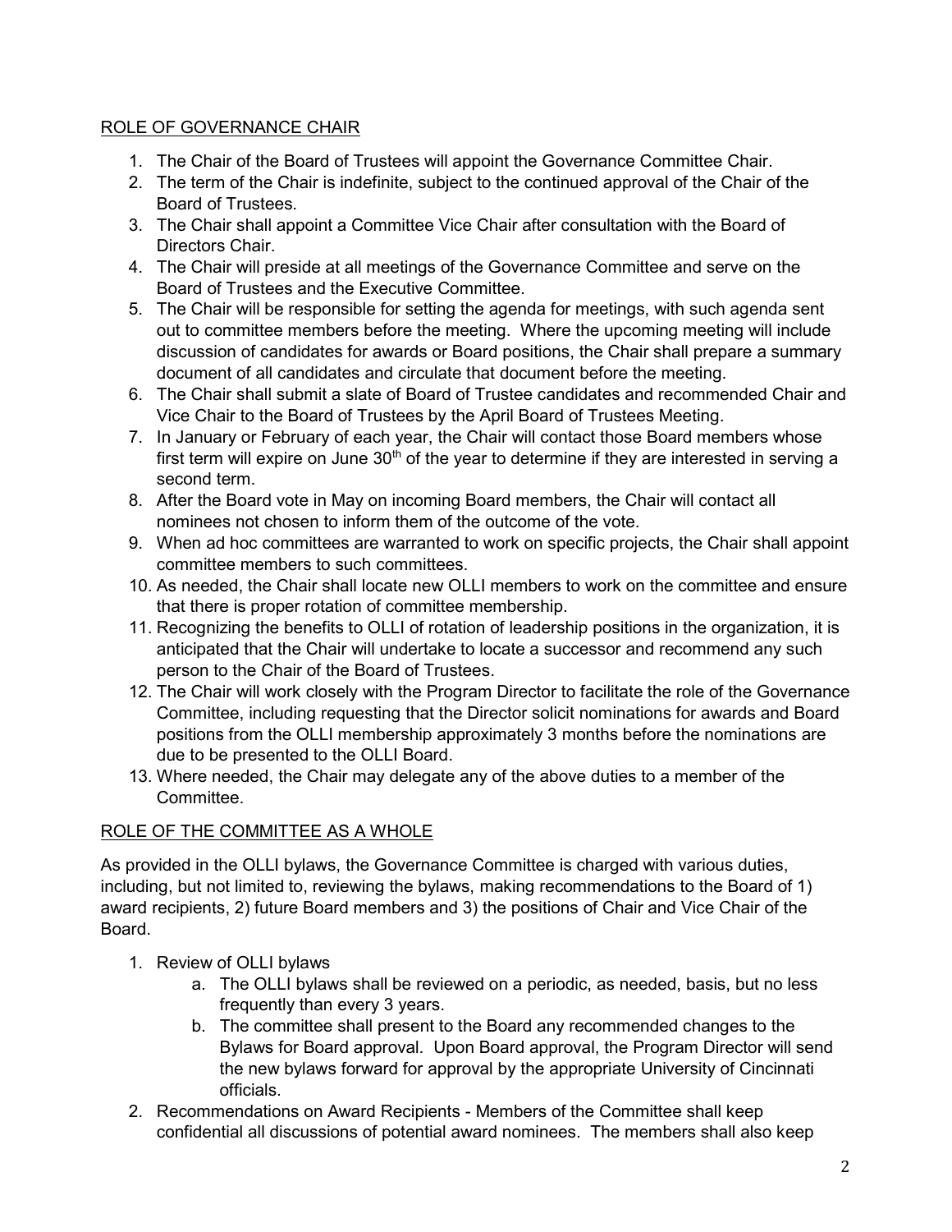## ROLE OF GOVERNANCE CHAIR

1. The Chair of the Board of Trustees will appoint the Governance Committee Chair.
2. The term of the Chair is indefinite, subject to the continued approval of the Chair of the Board of Trustees.
3. The Chair shall appoint a Committee Vice Chair after consultation with the Board of Directors Chair.
4. The Chair will preside at all meetings of the Governance Committee and serve on the Board of Trustees and the Executive Committee.
5. The Chair will be responsible for setting the agenda for meetings, with such agenda sent out to committee members before the meeting. Where the upcoming meeting will include discussion of candidates for awards or Board positions, the Chair shall prepare a summary document of all candidates and circulate that document before the meeting.
6. The Chair shall submit a slate of Board of Trustee candidates and recommended Chair and Vice Chair to the Board of Trustees by the April Board of Trustees Meeting.
7. In January or February of each year, the Chair will contact those Board members whose first term will expire on June 30th of the year to determine if they are interested in serving a second term.
8. After the Board vote in May on incoming Board members, the Chair will contact all nominees not chosen to inform them of the outcome of the vote.
9. When ad hoc committees are warranted to work on specific projects, the Chair shall appoint committee members to such committees.
10. As needed, the Chair shall locate new OLLI members to work on the committee and ensure that there is proper rotation of committee membership.
11. Recognizing the benefits to OLLI of rotation of leadership positions in the organization, it is anticipated that the Chair will undertake to locate a successor and recommend any such person to the Chair of the Board of Trustees.
12. The Chair will work closely with the Program Director to facilitate the role of the Governance Committee, including requesting that the Director solicit nominations for awards and Board positions from the OLLI membership approximately 3 months before the nominations are due to be presented to the OLLI Board.
13. Where needed, the Chair may delegate any of the above duties to a member of the Committee.

## ROLE OF THE COMMITTEE AS A WHOLE

As provided in the OLLI bylaws, the Governance Committee is charged with various duties, including, but not limited to, reviewing the bylaws, making recommendations to the Board of 1) award recipients, 2) future Board members and 3) the positions of Chair and Vice Chair of the Board.

1. Review of OLLI bylaws
   a. The OLLI bylaws shall be reviewed on a periodic, as needed, basis, but no less frequently than every 3 years.
   b. The committee shall present to the Board any recommended changes to the Bylaws for Board approval. Upon Board approval, the Program Director will send the new bylaws forward for approval by the appropriate University of Cincinnati officials.
2. Recommendations on Award Recipients - Members of the Committee shall keep confidential all discussions of potential award nominees. The members shall also keep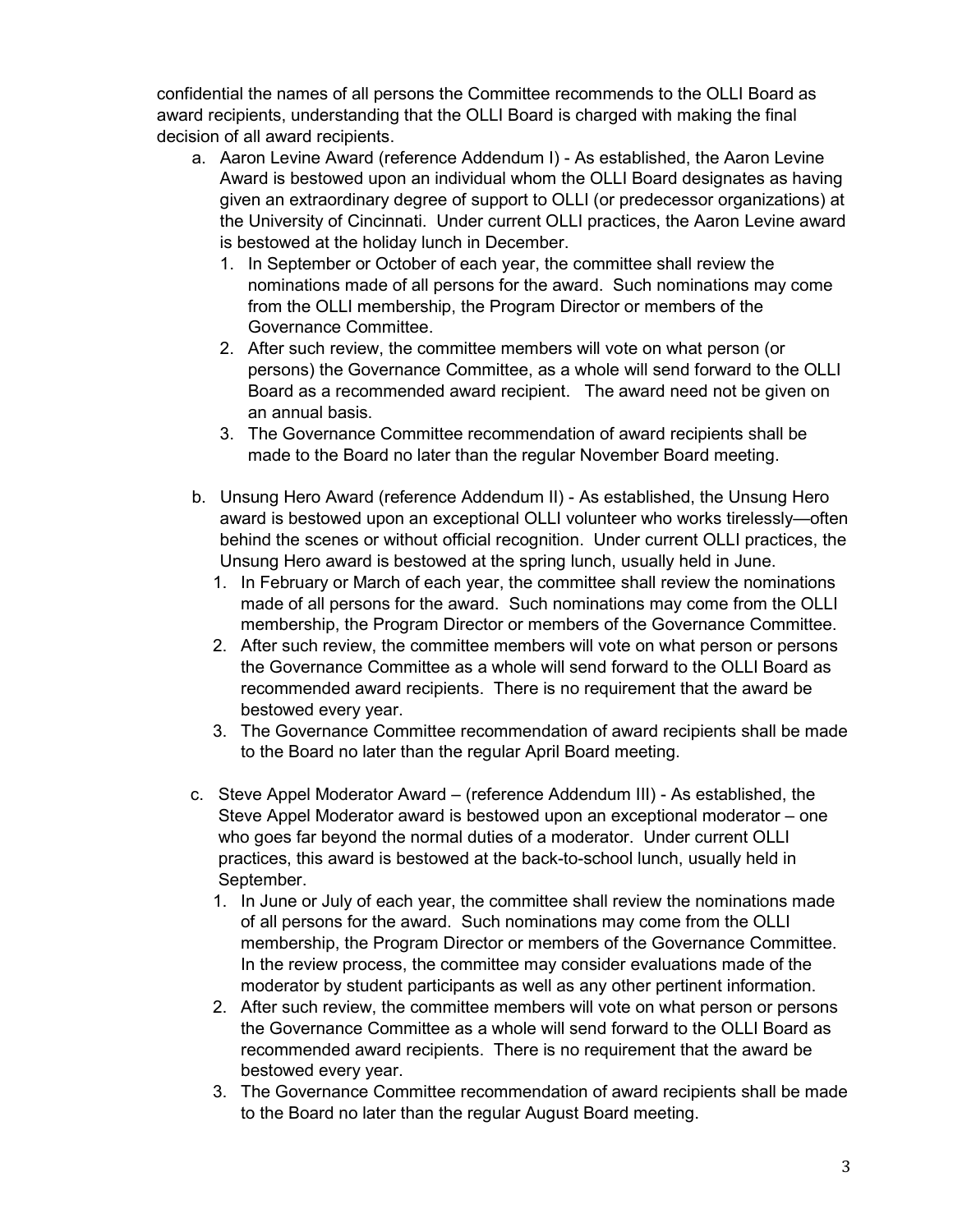confidential the names of all persons the Committee recommends to the OLLI Board as award recipients, understanding that the OLLI Board is charged with making the final decision of all award recipients.

a. Aaron Levine Award (reference Addendum I) - As established, the Aaron Levine Award is bestowed upon an individual whom the OLLI Board designates as having given an extraordinary degree of support to OLLI (or predecessor organizations) at the University of Cincinnati. Under current OLLI practices, the Aaron Levine award is bestowed at the holiday lunch in December.
    1. In September or October of each year, the committee shall review the nominations made of all persons for the award. Such nominations may come from the OLLI membership, the Program Director or members of the Governance Committee.
    2. After such review, the committee members will vote on what person (or persons) the Governance Committee, as a whole will send forward to the OLLI Board as a recommended award recipient. The award need not be given on an annual basis.
    3. The Governance Committee recommendation of award recipients shall be made to the Board no later than the regular November Board meeting.

b. Unsung Hero Award (reference Addendum II) - As established, the Unsung Hero award is bestowed upon an exceptional OLLI volunteer who works tirelessly—often behind the scenes or without official recognition. Under current OLLI practices, the Unsung Hero award is bestowed at the spring lunch, usually held in June.
    1. In February or March of each year, the committee shall review the nominations made of all persons for the award. Such nominations may come from the OLLI membership, the Program Director or members of the Governance Committee.
    2. After such review, the committee members will vote on what person or persons the Governance Committee as a whole will send forward to the OLLI Board as recommended award recipients. There is no requirement that the award be bestowed every year.
    3. The Governance Committee recommendation of award recipients shall be made to the Board no later than the regular April Board meeting.

c. Steve Appel Moderator Award – (reference Addendum III) - As established, the Steve Appel Moderator award is bestowed upon an exceptional moderator – one who goes far beyond the normal duties of a moderator. Under current OLLI practices, this award is bestowed at the back-to-school lunch, usually held in September.
    1. In June or July of each year, the committee shall review the nominations made of all persons for the award. Such nominations may come from the OLLI membership, the Program Director or members of the Governance Committee. In the review process, the committee may consider evaluations made of the moderator by student participants as well as any other pertinent information.
    2. After such review, the committee members will vote on what person or persons the Governance Committee as a whole will send forward to the OLLI Board as recommended award recipients. There is no requirement that the award be bestowed every year.
    3. The Governance Committee recommendation of award recipients shall be made to the Board no later than the regular August Board meeting.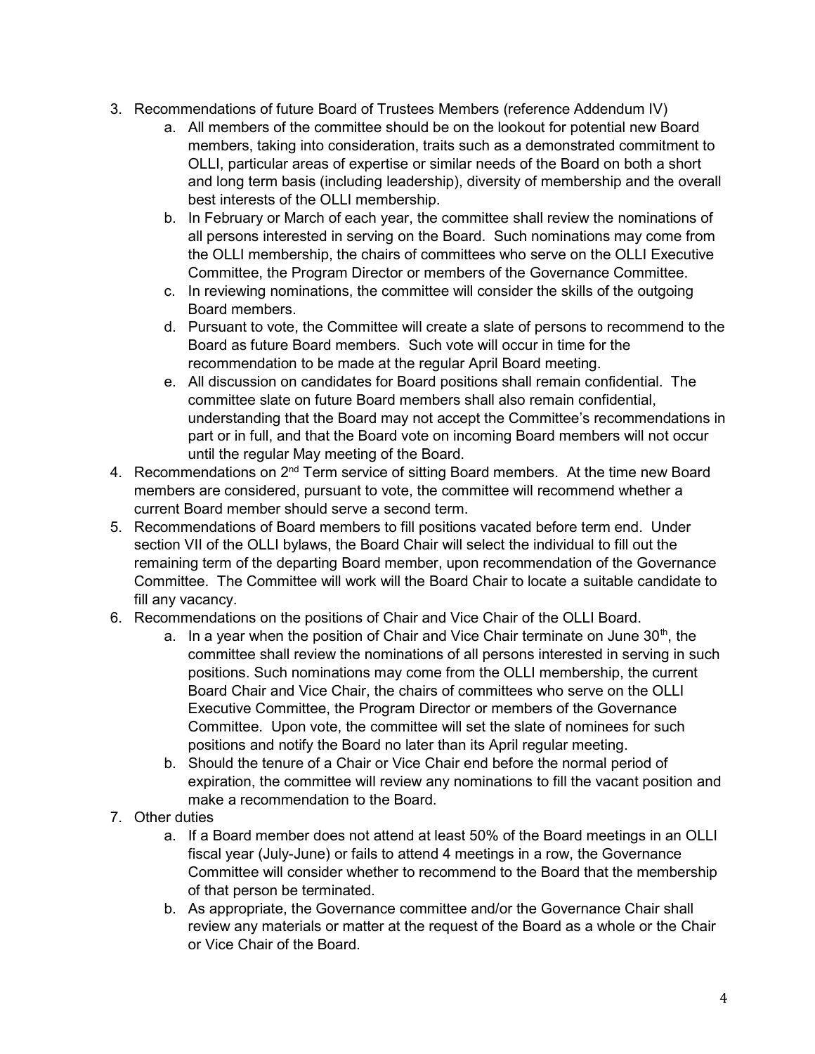3. Recommendations of future Board of Trustees Members (reference Addendum IV)
    a. All members of the committee should be on the lookout for potential new Board members, taking into consideration, traits such as a demonstrated commitment to OLLI, particular areas of expertise or similar needs of the Board on both a short and long term basis (including leadership), diversity of membership and the overall best interests of the OLLI membership.
    b. In February or March of each year, the committee shall review the nominations of all persons interested in serving on the Board. Such nominations may come from the OLLI membership, the chairs of committees who serve on the OLLI Executive Committee, the Program Director or members of the Governance Committee.
    c. In reviewing nominations, the committee will consider the skills of the outgoing Board members.
    d. Pursuant to vote, the Committee will create a slate of persons to recommend to the Board as future Board members. Such vote will occur in time for the recommendation to be made at the regular April Board meeting.
    e. All discussion on candidates for Board positions shall remain confidential. The committee slate on future Board members shall also remain confidential, understanding that the Board may not accept the Committee's recommendations in part or in full, and that the Board vote on incoming Board members will not occur until the regular May meeting of the Board.
4. Recommendations on 2nd Term service of sitting Board members. At the time new Board members are considered, pursuant to vote, the committee will recommend whether a current Board member should serve a second term.
5. Recommendations of Board members to fill positions vacated before term end. Under section VII of the OLLI bylaws, the Board Chair will select the individual to fill out the remaining term of the departing Board member, upon recommendation of the Governance Committee. The Committee will work will the Board Chair to locate a suitable candidate to fill any vacancy.
6. Recommendations on the positions of Chair and Vice Chair of the OLLI Board.
    a. In a year when the position of Chair and Vice Chair terminate on June 30th, the committee shall review the nominations of all persons interested in serving in such positions. Such nominations may come from the OLLI membership, the current Board Chair and Vice Chair, the chairs of committees who serve on the OLLI Executive Committee, the Program Director or members of the Governance Committee. Upon vote, the committee will set the slate of nominees for such positions and notify the Board no later than its April regular meeting.
    b. Should the tenure of a Chair or Vice Chair end before the normal period of expiration, the committee will review any nominations to fill the vacant position and make a recommendation to the Board.
7. Other duties
    a. If a Board member does not attend at least 50% of the Board meetings in an OLLI fiscal year (July-June) or fails to attend 4 meetings in a row, the Governance Committee will consider whether to recommend to the Board that the membership of that person be terminated.
    b. As appropriate, the Governance committee and/or the Governance Chair shall review any materials or matter at the request of the Board as a whole or the Chair or Vice Chair of the Board.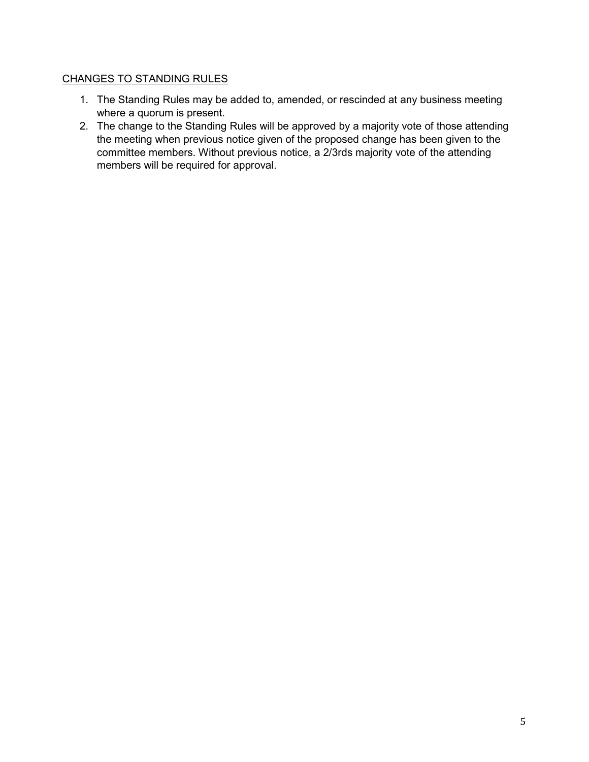<u>CHANGES TO STANDING RULES</u>

1. The Standing Rules may be added to, amended, or rescinded at any business meeting where a quorum is present.
2. The change to the Standing Rules will be approved by a majority vote of those attending the meeting when previous notice given of the proposed change has been given to the committee members. Without previous notice, a 2/3rds majority vote of the attending members will be required for approval.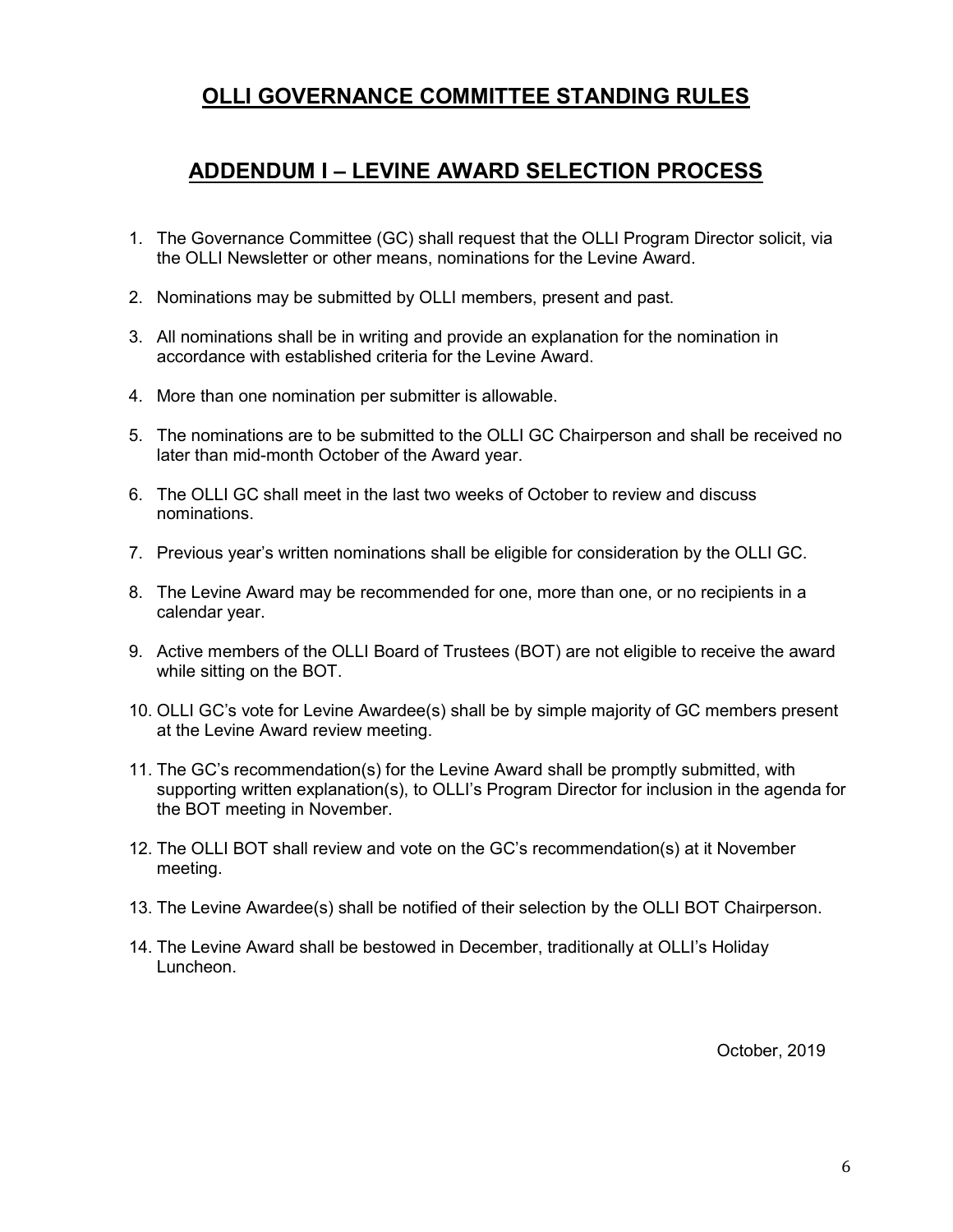# OLLI GOVERNANCE COMMITTEE STANDING RULES

## ADDENDUM I – LEVINE AWARD SELECTION PROCESS

1. The Governance Committee (GC) shall request that the OLLI Program Director solicit, via the OLLI Newsletter or other means, nominations for the Levine Award.

2. Nominations may be submitted by OLLI members, present and past.

3. All nominations shall be in writing and provide an explanation for the nomination in accordance with established criteria for the Levine Award.

4. More than one nomination per submitter is allowable.

5. The nominations are to be submitted to the OLLI GC Chairperson and shall be received no later than mid-month October of the Award year.

6. The OLLI GC shall meet in the last two weeks of October to review and discuss nominations.

7. Previous year's written nominations shall be eligible for consideration by the OLLI GC.

8. The Levine Award may be recommended for one, more than one, or no recipients in a calendar year.

9. Active members of the OLLI Board of Trustees (BOT) are not eligible to receive the award while sitting on the BOT.

10. OLLI GC's vote for Levine Awardee(s) shall be by simple majority of GC members present at the Levine Award review meeting.

11. The GC's recommendation(s) for the Levine Award shall be promptly submitted, with supporting written explanation(s), to OLLI's Program Director for inclusion in the agenda for the BOT meeting in November.

12. The OLLI BOT shall review and vote on the GC's recommendation(s) at it November meeting.

13. The Levine Awardee(s) shall be notified of their selection by the OLLI BOT Chairperson.

14. The Levine Award shall be bestowed in December, traditionally at OLLI's Holiday Luncheon.

October, 2019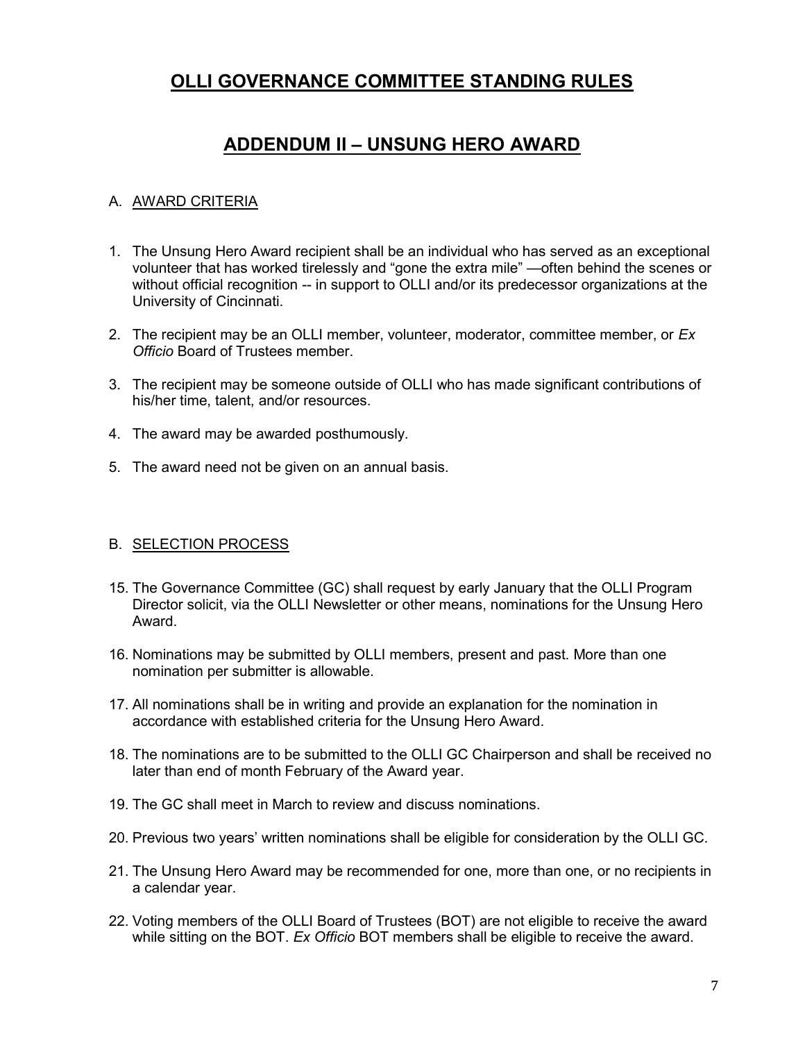# OLLI GOVERNANCE COMMITTEE STANDING RULES

## ADDENDUM II – UNSUNG HERO AWARD

### A. AWARD CRITERIA

1. The Unsung Hero Award recipient shall be an individual who has served as an exceptional volunteer that has worked tirelessly and "gone the extra mile" —often behind the scenes or without official recognition -- in support to OLLI and/or its predecessor organizations at the University of Cincinnati.
2. The recipient may be an OLLI member, volunteer, moderator, committee member, or *Ex Officio* Board of Trustees member.
3. The recipient may be someone outside of OLLI who has made significant contributions of his/her time, talent, and/or resources.
4. The award may be awarded posthumously.
5. The award need not be given on an annual basis.

### B. SELECTION PROCESS

15. The Governance Committee (GC) shall request by early January that the OLLI Program Director solicit, via the OLLI Newsletter or other means, nominations for the Unsung Hero Award.
16. Nominations may be submitted by OLLI members, present and past. More than one nomination per submitter is allowable.
17. All nominations shall be in writing and provide an explanation for the nomination in accordance with established criteria for the Unsung Hero Award.
18. The nominations are to be submitted to the OLLI GC Chairperson and shall be received no later than end of month February of the Award year.
19. The GC shall meet in March to review and discuss nominations.
20. Previous two years' written nominations shall be eligible for consideration by the OLLI GC.
21. The Unsung Hero Award may be recommended for one, more than one, or no recipients in a calendar year.
22. Voting members of the OLLI Board of Trustees (BOT) are not eligible to receive the award while sitting on the BOT. *Ex Officio* BOT members shall be eligible to receive the award.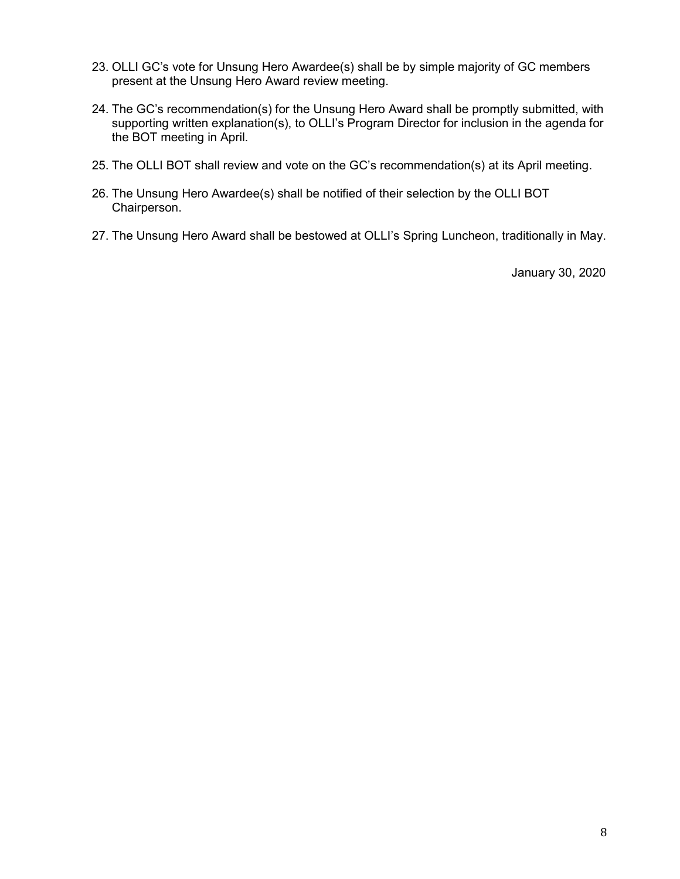23. OLLI GC's vote for Unsung Hero Awardee(s) shall be by simple majority of GC members present at the Unsung Hero Award review meeting.

24. The GC's recommendation(s) for the Unsung Hero Award shall be promptly submitted, with supporting written explanation(s), to OLLI's Program Director for inclusion in the agenda for the BOT meeting in April.

25. The OLLI BOT shall review and vote on the GC's recommendation(s) at its April meeting.

26. The Unsung Hero Awardee(s) shall be notified of their selection by the OLLI BOT Chairperson.

27. The Unsung Hero Award shall be bestowed at OLLI's Spring Luncheon, traditionally in May.

January 30, 2020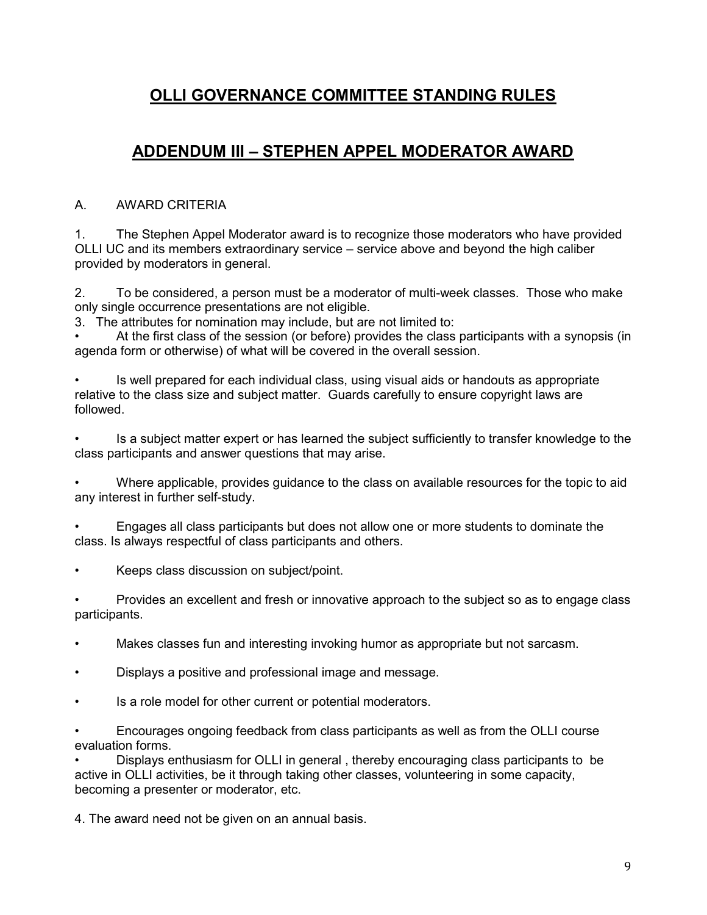# OLLI GOVERNANCE COMMITTEE STANDING RULES

## ADDENDUM III – STEPHEN APPEL MODERATOR AWARD

A. AWARD CRITERIA

1. The Stephen Appel Moderator award is to recognize those moderators who have provided OLLI UC and its members extraordinary service – service above and beyond the high caliber provided by moderators in general.

2. To be considered, a person must be a moderator of multi-week classes. Those who make only single occurrence presentations are not eligible.

3. The attributes for nomination may include, but are not limited to:

- At the first class of the session (or before) provides the class participants with a synopsis (in agenda form or otherwise) of what will be covered in the overall session.
- Is well prepared for each individual class, using visual aids or handouts as appropriate relative to the class size and subject matter. Guards carefully to ensure copyright laws are followed.
- Is a subject matter expert or has learned the subject sufficiently to transfer knowledge to the class participants and answer questions that may arise.
- Where applicable, provides guidance to the class on available resources for the topic to aid any interest in further self-study.
- Engages all class participants but does not allow one or more students to dominate the class. Is always respectful of class participants and others.
- Keeps class discussion on subject/point.
- Provides an excellent and fresh or innovative approach to the subject so as to engage class participants.
- Makes classes fun and interesting invoking humor as appropriate but not sarcasm.
- Displays a positive and professional image and message.
- Is a role model for other current or potential moderators.
- Encourages ongoing feedback from class participants as well as from the OLLI course evaluation forms.
- Displays enthusiasm for OLLI in general , thereby encouraging class participants to be active in OLLI activities, be it through taking other classes, volunteering in some capacity, becoming a presenter or moderator, etc.

4. The award need not be given on an annual basis.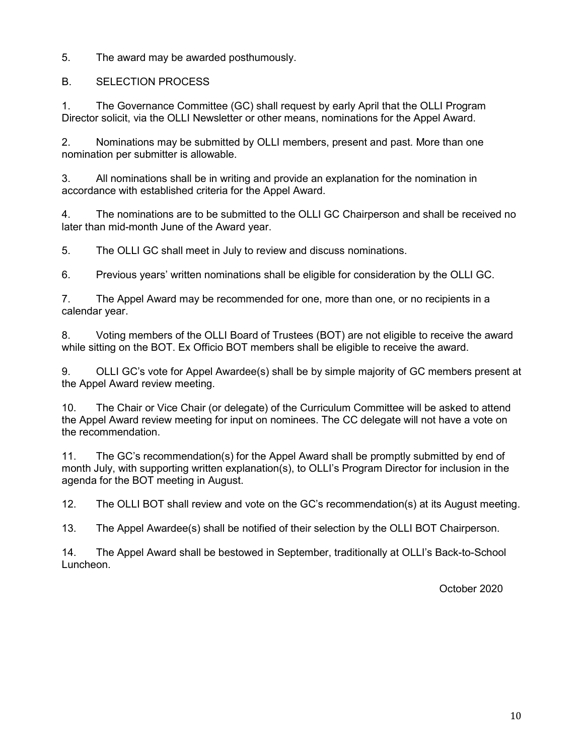5. The award may be awarded posthumously.

## B. SELECTION PROCESS

1. The Governance Committee (GC) shall request by early April that the OLLI Program Director solicit, via the OLLI Newsletter or other means, nominations for the Appel Award.

2. Nominations may be submitted by OLLI members, present and past. More than one nomination per submitter is allowable.

3. All nominations shall be in writing and provide an explanation for the nomination in accordance with established criteria for the Appel Award.

4. The nominations are to be submitted to the OLLI GC Chairperson and shall be received no later than mid-month June of the Award year.

5. The OLLI GC shall meet in July to review and discuss nominations.

6. Previous years' written nominations shall be eligible for consideration by the OLLI GC.

7. The Appel Award may be recommended for one, more than one, or no recipients in a calendar year.

8. Voting members of the OLLI Board of Trustees (BOT) are not eligible to receive the award while sitting on the BOT. Ex Officio BOT members shall be eligible to receive the award.

9. OLLI GC's vote for Appel Awardee(s) shall be by simple majority of GC members present at the Appel Award review meeting.

10. The Chair or Vice Chair (or delegate) of the Curriculum Committee will be asked to attend the Appel Award review meeting for input on nominees. The CC delegate will not have a vote on the recommendation.

11. The GC's recommendation(s) for the Appel Award shall be promptly submitted by end of month July, with supporting written explanation(s), to OLLI's Program Director for inclusion in the agenda for the BOT meeting in August.

12. The OLLI BOT shall review and vote on the GC's recommendation(s) at its August meeting.

13. The Appel Awardee(s) shall be notified of their selection by the OLLI BOT Chairperson.

14. The Appel Award shall be bestowed in September, traditionally at OLLI's Back-to-School Luncheon.

October 2020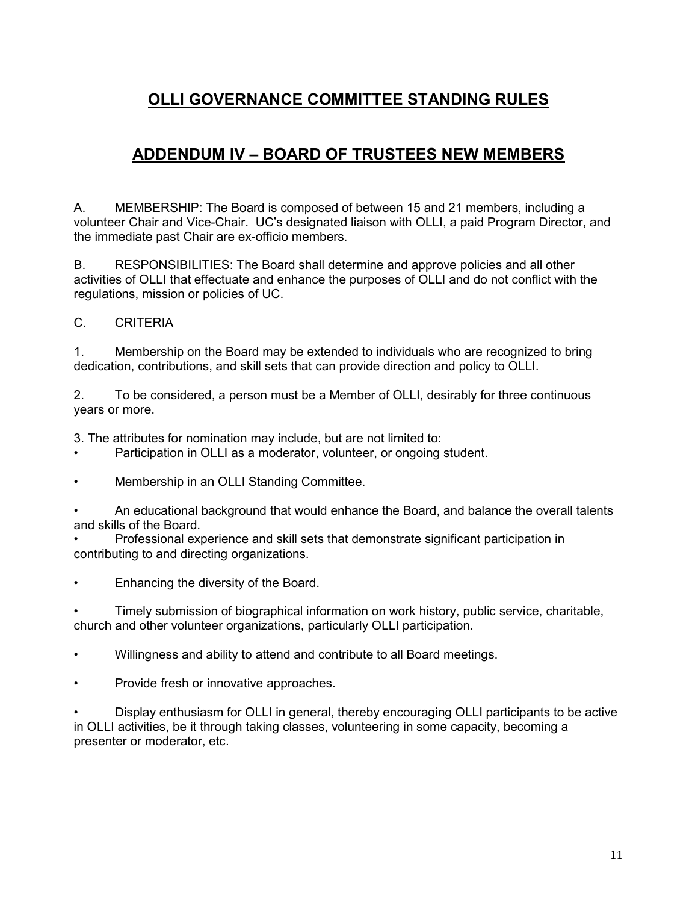# OLLI GOVERNANCE COMMITTEE STANDING RULES

## ADDENDUM IV – BOARD OF TRUSTEES NEW MEMBERS

A. MEMBERSHIP: The Board is composed of between 15 and 21 members, including a volunteer Chair and Vice-Chair. UC's designated liaison with OLLI, a paid Program Director, and the immediate past Chair are ex-officio members.

B. RESPONSIBILITIES: The Board shall determine and approve policies and all other activities of OLLI that effectuate and enhance the purposes of OLLI and do not conflict with the regulations, mission or policies of UC.

C. CRITERIA

1. Membership on the Board may be extended to individuals who are recognized to bring dedication, contributions, and skill sets that can provide direction and policy to OLLI.

2. To be considered, a person must be a Member of OLLI, desirably for three continuous years or more.

3. The attributes for nomination may include, but are not limited to:

- Participation in OLLI as a moderator, volunteer, or ongoing student.
- Membership in an OLLI Standing Committee.
- An educational background that would enhance the Board, and balance the overall talents and skills of the Board.
- Professional experience and skill sets that demonstrate significant participation in contributing to and directing organizations.
- Enhancing the diversity of the Board.
- Timely submission of biographical information on work history, public service, charitable, church and other volunteer organizations, particularly OLLI participation.
- Willingness and ability to attend and contribute to all Board meetings.
- Provide fresh or innovative approaches.
- Display enthusiasm for OLLI in general, thereby encouraging OLLI participants to be active in OLLI activities, be it through taking classes, volunteering in some capacity, becoming a presenter or moderator, etc.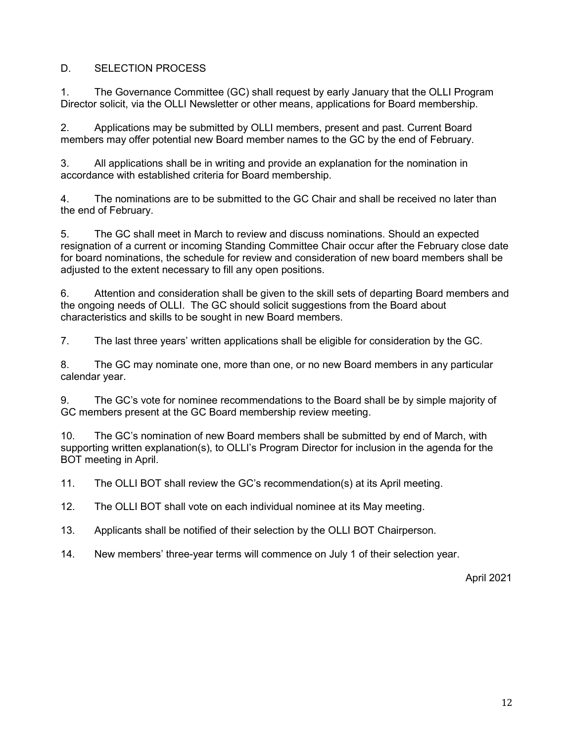## D. SELECTION PROCESS

1. The Governance Committee (GC) shall request by early January that the OLLI Program Director solicit, via the OLLI Newsletter or other means, applications for Board membership.

2. Applications may be submitted by OLLI members, present and past. Current Board members may offer potential new Board member names to the GC by the end of February.

3. All applications shall be in writing and provide an explanation for the nomination in accordance with established criteria for Board membership.

4. The nominations are to be submitted to the GC Chair and shall be received no later than the end of February.

5. The GC shall meet in March to review and discuss nominations. Should an expected resignation of a current or incoming Standing Committee Chair occur after the February close date for board nominations, the schedule for review and consideration of new board members shall be adjusted to the extent necessary to fill any open positions.

6. Attention and consideration shall be given to the skill sets of departing Board members and the ongoing needs of OLLI. The GC should solicit suggestions from the Board about characteristics and skills to be sought in new Board members.

7. The last three years' written applications shall be eligible for consideration by the GC.

8. The GC may nominate one, more than one, or no new Board members in any particular calendar year.

9. The GC's vote for nominee recommendations to the Board shall be by simple majority of GC members present at the GC Board membership review meeting.

10. The GC's nomination of new Board members shall be submitted by end of March, with supporting written explanation(s), to OLLI's Program Director for inclusion in the agenda for the BOT meeting in April.

11. The OLLI BOT shall review the GC's recommendation(s) at its April meeting.

12. The OLLI BOT shall vote on each individual nominee at its May meeting.

13. Applicants shall be notified of their selection by the OLLI BOT Chairperson.

14. New members' three-year terms will commence on July 1 of their selection year.

April 2021